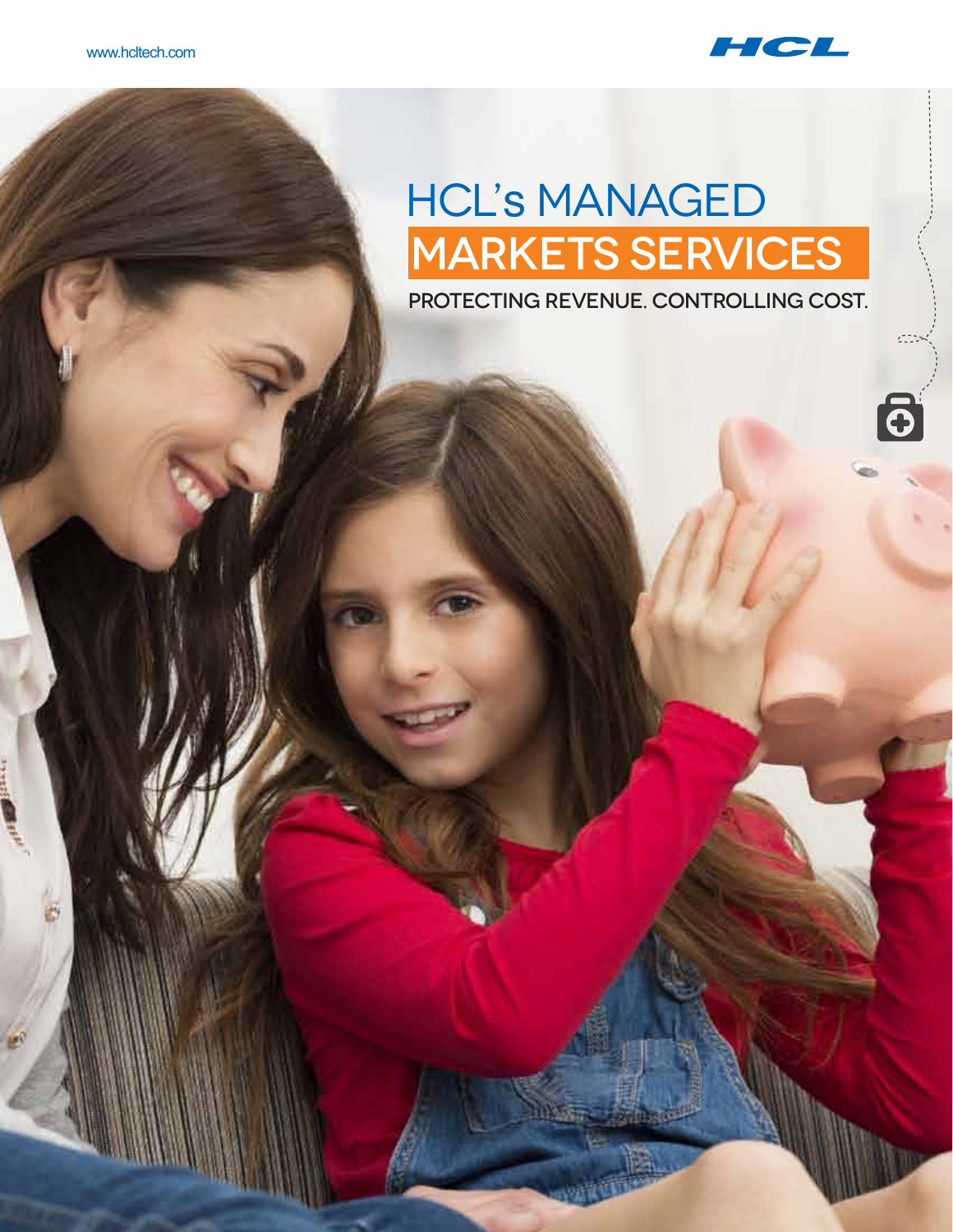www.hcltech.com

# HCL's MANAGED MARKETS SERVICES

PROTECTING REVENUE. CONTROLLING COST.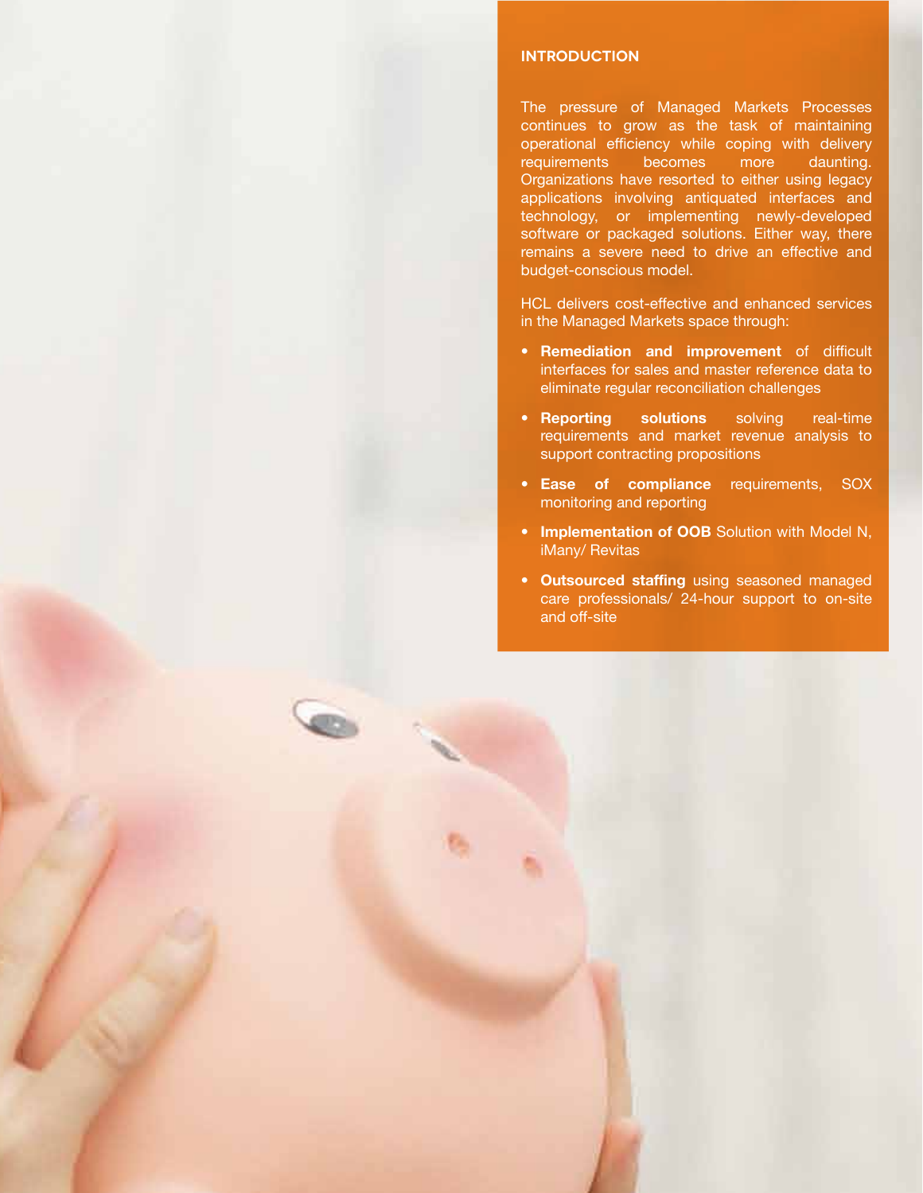## INTRODUCTION

The pressure of Managed Markets Processes continues to grow as the task of maintaining operational efficiency while coping with delivery requirements becomes more daunting. Organizations have resorted to either using legacy applications involving antiquated interfaces and technology, or implementing newly-developed software or packaged solutions. Either way, there remains a severe need to drive an effective and budget-conscious model.

HCL delivers cost-effective and enhanced services in the Managed Markets space through:

- **Remediation and improvement** of difficult interfaces for sales and master reference data to eliminate regular reconciliation challenges
- **Reporting solutions** solving real-time requirements and market revenue analysis to support contracting propositions
- **Ease of compliance** requirements, SOX monitoring and reporting
- **Implementation of OOB** Solution with Model N, iMany/ Revitas
- **Outsourced staffing** using seasoned managed care professionals/ 24-hour support to on-site and off-site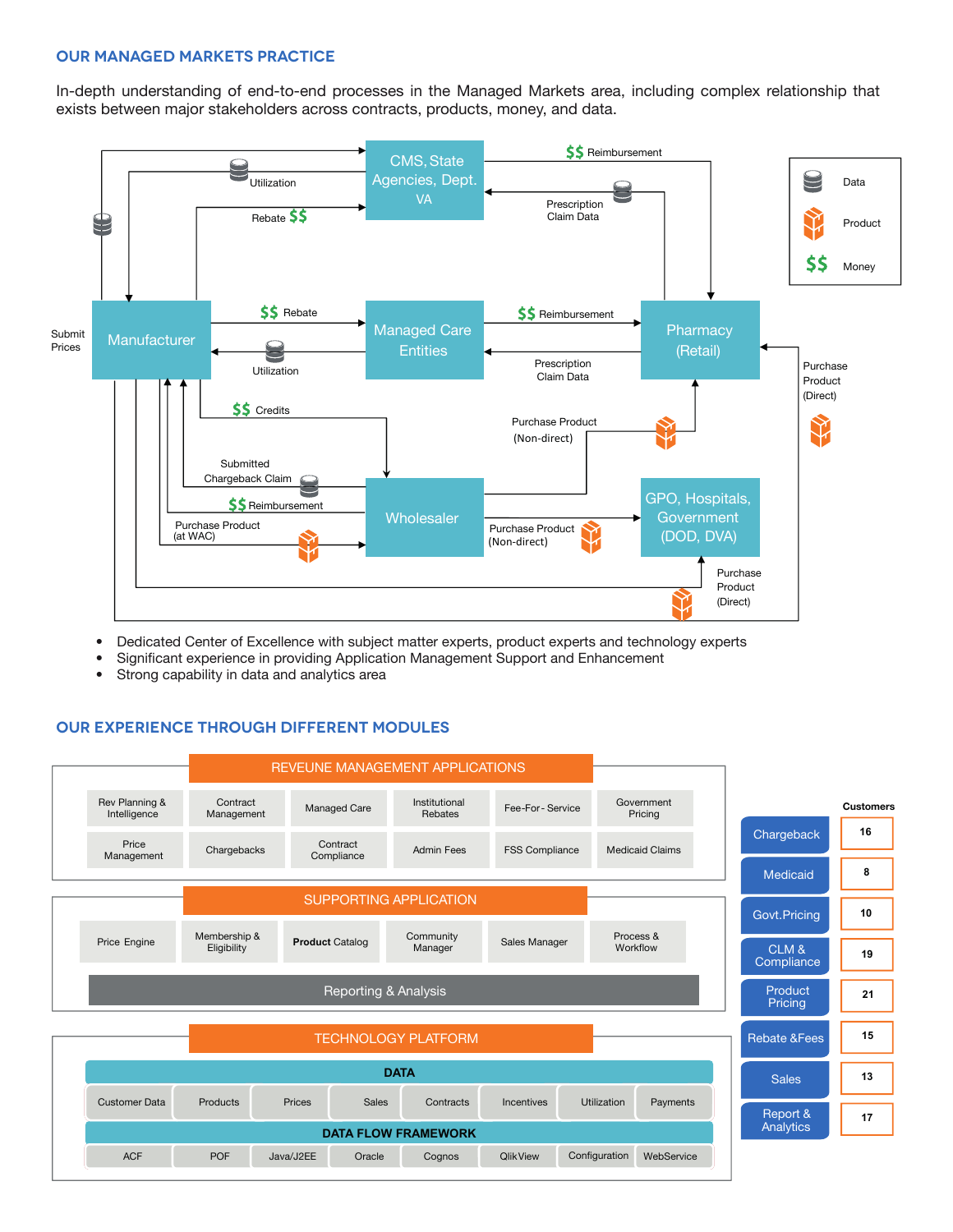## OUR MANAGED MARKETS PRACTICE

In-depth understanding of end-to-end processes in the Managed Markets area, including complex relationship that exists between major stakeholders across contracts, products, money, and data.

CMS, State Agencies, Dept. VA

$$ Reimbursement

Utilization

Prescription Claim Data

Rebate $$

Data

Product

$$ Money

Submit Prices

Manufacturer

$$ Rebate

Managed Care Entities

$$ Reimbursement

Pharmacy (Retail)

Utilization

Prescription Claim Data

Purchase Product (Direct)

$$ Credits

Purchase Product (Non-direct)

Submitted Chargeback Claim

$$ Reimbursement

Wholesaler

GPO, Hospitals, Government (DOD, DVA)

Purchase Product (at WAC)

Purchase Product (Non-direct)

Purchase Product (Direct)

- Dedicated Center of Excellence with subject matter experts, product experts and technology experts
- Significant experience in providing Application Management Support and Enhancement
- Strong capability in data and analytics area

## OUR EXPERIENCE THROUGH DIFFERENT MODULES

### REVEUNE MANAGEMENT APPLICATIONS

| | | | | | |
|---|---|---|---|---|---|
| Rev Planning & Intelligence | Contract Management | Managed Care | Institutional Rebates | Fee-For- Service | Government Pricing |
| Price Management | Chargebacks | Contract Compliance | Admin Fees | FSS Compliance | Medicaid Claims |

### SUPPORTING APPLICATION

| | | | | | |
|---|---|---|---|---|---|
| Price Engine | Membership & Eligibility | **Product Catalog** | Community Manager | Sales Manager | Process & Workflow |

Reporting & Analysis

### TECHNOLOGY PLATFORM

**DATA**

| | | | | | | | |
|---|---|---|---|---|---|---|---|
| Customer Data | Products | Prices | Sales | Contracts | Incentives | Utilization | Payments |

**DATA FLOW FRAMEWORK**

| | | | | | | | |
|---|---|---|---|---|---|---|---|
| ACF | POF | Java/J2EE | Oracle | Cognos | QlikView | Configuration | WebService |

| | Customers |
|---|---|
| Chargeback | 16 |
| Medicaid | 8 |
| Govt.Pricing | 10 |
| CLM & Compliance | 19 |
| Product Pricing | 21 |
| Rebate &Fees | 15 |
| Sales | 13 |
| Report & Analytics | 17 |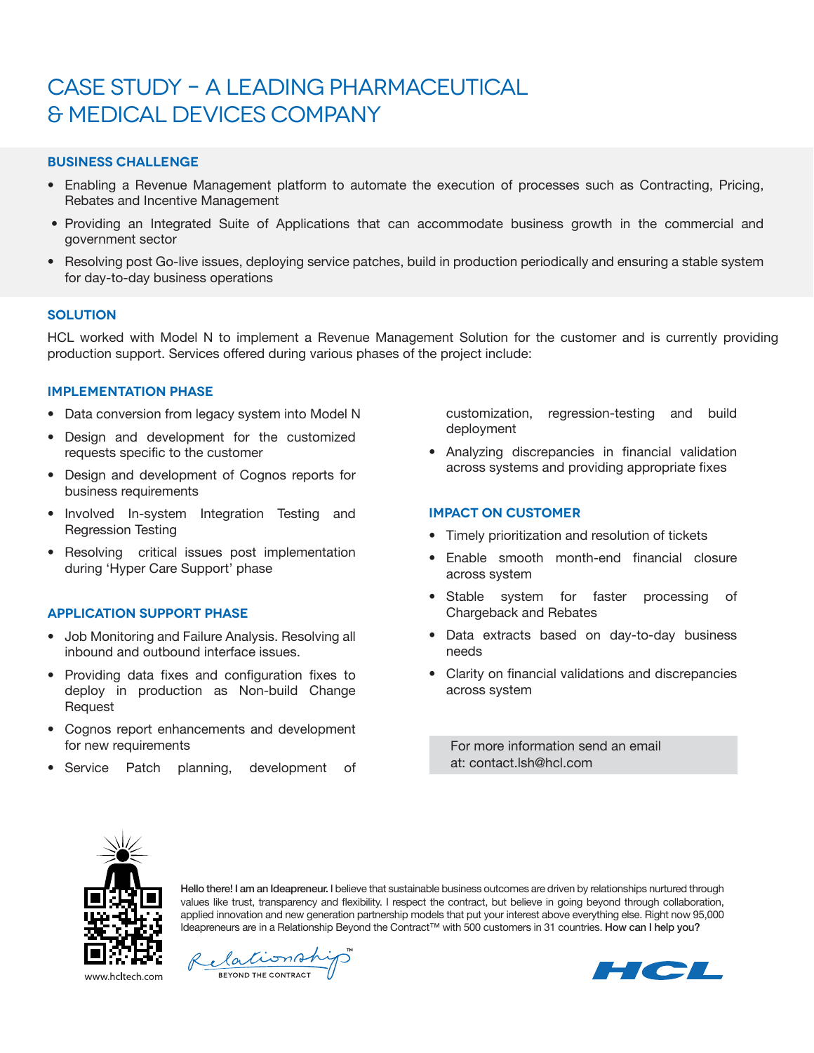# CASE STUDY – A LEADING PHARMACEUTICAL & MEDICAL DEVICES COMPANY

## BUSINESS CHALLENGE

- Enabling a Revenue Management platform to automate the execution of processes such as Contracting, Pricing, Rebates and Incentive Management
- Providing an Integrated Suite of Applications that can accommodate business growth in the commercial and government sector
- Resolving post Go-live issues, deploying service patches, build in production periodically and ensuring a stable system for day-to-day business operations

## SOLUTION

HCL worked with Model N to implement a Revenue Management Solution for the customer and is currently providing production support. Services offered during various phases of the project include:

### IMPLEMENTATION PHASE

- Data conversion from legacy system into Model N
- Design and development for the customized requests specific to the customer
- Design and development of Cognos reports for business requirements
- Involved In-system Integration Testing and Regression Testing
- Resolving critical issues post implementation during 'Hyper Care Support' phase

### APPLICATION SUPPORT PHASE

- Job Monitoring and Failure Analysis. Resolving all inbound and outbound interface issues.
- Providing data fixes and configuration fixes to deploy in production as Non-build Change Request
- Cognos report enhancements and development for new requirements
- Service Patch planning, development of customization, regression-testing and build deployment
- Analyzing discrepancies in financial validation across systems and providing appropriate fixes

### IMPACT ON CUSTOMER

- Timely prioritization and resolution of tickets
- Enable smooth month-end financial closure across system
- Stable system for faster processing of Chargeback and Rebates
- Data extracts based on day-to-day business needs
- Clarity on financial validations and discrepancies across system

For more information send an email at: contact.lsh@hcl.com

**Hello there! I am an Ideapreneur.** I believe that sustainable business outcomes are driven by relationships nurtured through values like trust, transparency and flexibility. I respect the contract, but believe in going beyond through collaboration, applied innovation and new generation partnership models that put your interest above everything else. Right now 95,000 Ideapreneurs are in a Relationship Beyond the Contract™ with 500 customers in 31 countries. **How can I help you?**

www.hcltech.com

Relationship™ BEYOND THE CONTRACT

HCL